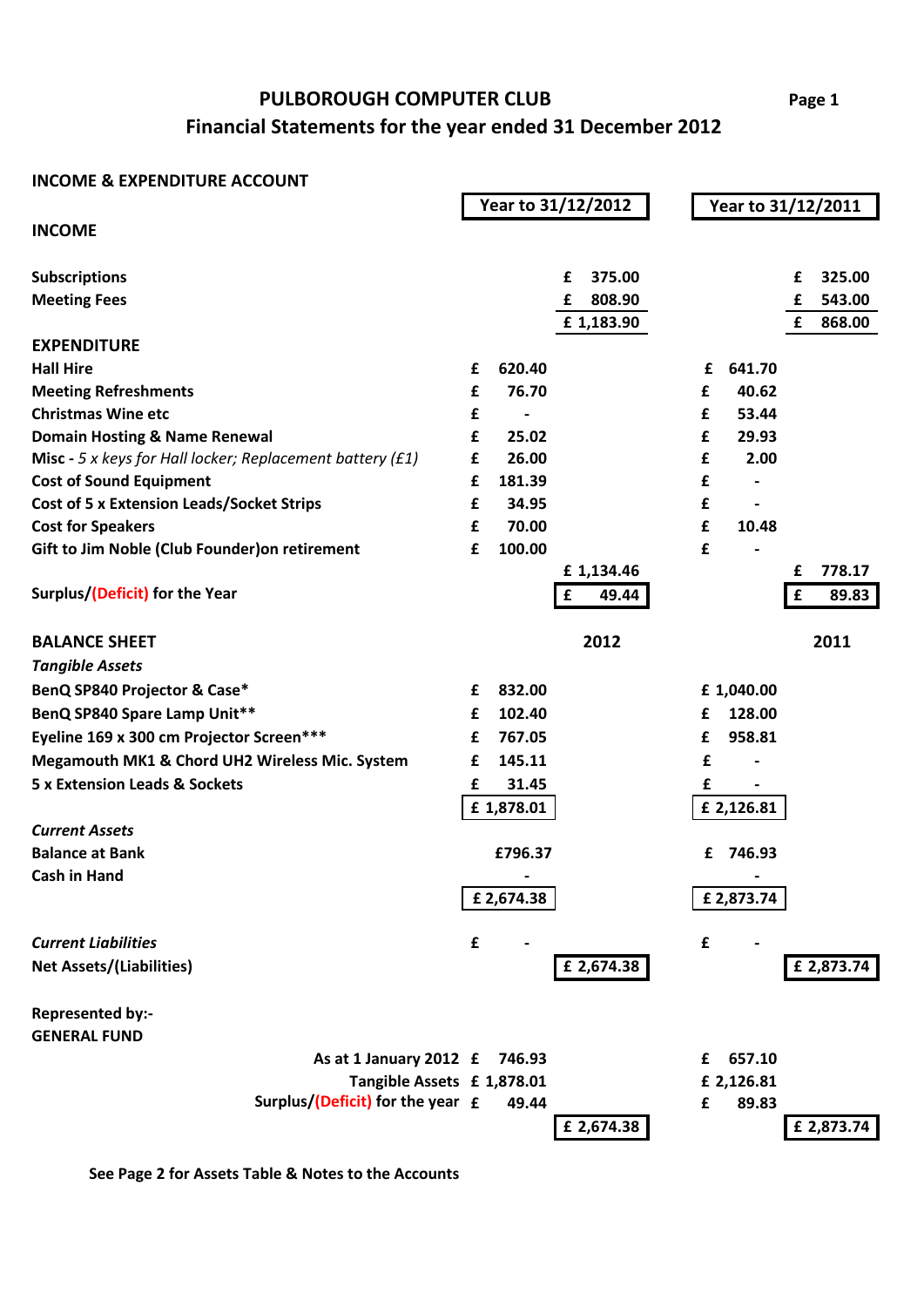# PULBOROUGH COMPUTER CLUB

## Financial Statements for the year ended 31 December 2012

### INCOME & EXPENDITURE ACCOUNT

| | Year to 31/12/2012 | | Year to 31/12/2011 | |
|---|---|---|---|---|
| **INCOME** | | | | |
| **Subscriptions** | | £ 375.00 | | £ 325.00 |
| **Meeting Fees** | | £ 808.90 | | £ 543.00 |
| | | £ 1,183.90 | | £ 868.00 |
| **EXPENDITURE** | | | | |
| **Hall Hire** | £ 620.40 | | £ 641.70 | |
| **Meeting Refreshments** | £ 76.70 | | £ 40.62 | |
| **Christmas Wine etc** | £ - | | £ 53.44 | |
| **Domain Hosting & Name Renewal** | £ 25.02 | | £ 29.93 | |
| **Misc -** *5 x keys for Hall locker; Replacement battery (£1)* | £ 26.00 | | £ 2.00 | |
| **Cost of Sound Equipment** | £ 181.39 | | £ - | |
| **Cost of 5 x Extension Leads/Socket Strips** | £ 34.95 | | £ - | |
| **Cost for Speakers** | £ 70.00 | | £ 10.48 | |
| **Gift to Jim Noble (Club Founder)on retirement** | £ 100.00 | | £ - | |
| | | £ 1,134.46 | | £ 778.17 |
| **Surplus/(Deficit) for the Year** | | £ 49.44 | | £ 89.83 |

### BALANCE SHEET

| | 2012 | | 2011 | |
|---|---|---|---|---|
| ***Tangible Assets*** | | | | |
| **BenQ SP840 Projector & Case*** | £ 832.00 | | £ 1,040.00 | |
| **BenQ SP840 Spare Lamp Unit**** | £ 102.40 | | £ 128.00 | |
| **Eyeline 169 x 300 cm Projector Screen***** | £ 767.05 | | £ 958.81 | |
| **Megamouth MK1 & Chord UH2 Wireless Mic. System** | £ 145.11 | | £ - | |
| **5 x Extension Leads & Sockets** | £ 31.45 | | £ - | |
| | £ 1,878.01 | | £ 2,126.81 | |
| ***Current Assets*** | | | | |
| **Balance at Bank** | £796.37 | | £ 746.93 | |
| **Cash in Hand** | - | | - | |
| | £ 2,674.38 | | £ 2,873.74 | |
| ***Current Liabilities*** | £ - | | £ - | |
| **Net Assets/(Liabilities)** | | £ 2,674.38 | | £ 2,873.74 |

**Represented by:-**
**GENERAL FUND**

| | 2012 | | 2011 | |
|---|---|---|---|---|
| As at 1 January 2012 | £ 746.93 | | £ 657.10 | |
| Tangible Assets | £ 1,878.01 | | £ 2,126.81 | |
| Surplus/(Deficit) for the year | £ 49.44 | | £ 89.83 | |
| | | £ 2,674.38 | | £ 2,873.74 |

**See Page 2 for Assets Table & Notes to the Accounts**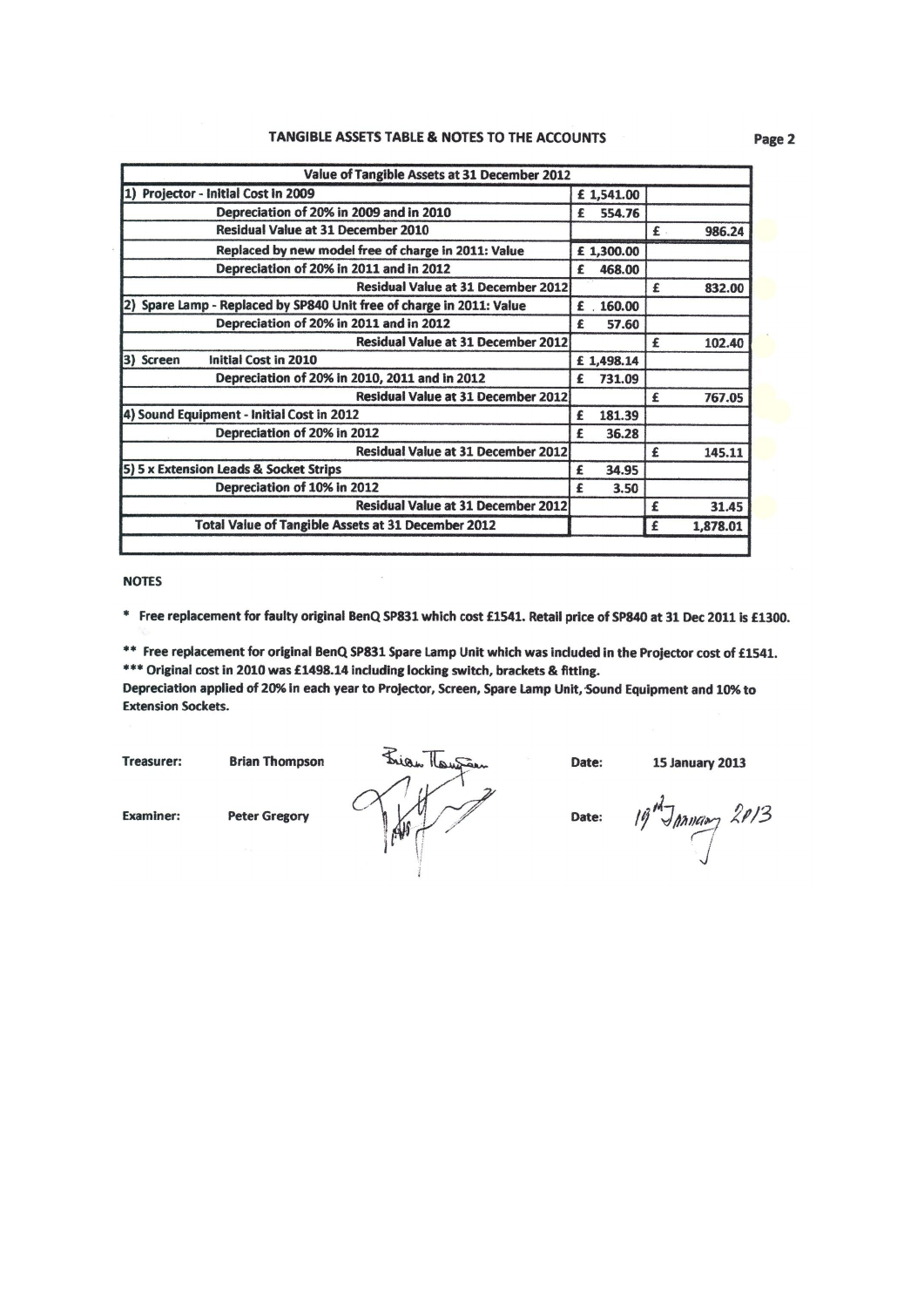## TANGIBLE ASSETS TABLE & NOTES TO THE ACCOUNTS

| Value of Tangible Assets at 31 December 2012 | | |
|---|---|---|
| 1) Projector - Initial Cost in 2009 | £ 1,541.00 | |
| Depreciation of 20% in 2009 and in 2010 | £ 554.76 | |
| Residual Value at 31 December 2010 | | £ 986.24 |
| Replaced by new model free of charge in 2011: Value | £ 1,300.00 | |
| Depreciation of 20% in 2011 and in 2012 | £ 468.00 | |
| Residual Value at 31 December 2012 | | £ 832.00 |
| 2) Spare Lamp - Replaced by SP840 Unit free of charge in 2011: Value | £ 160.00 | |
| Depreciation of 20% in 2011 and in 2012 | £ 57.60 | |
| Residual Value at 31 December 2012 | | £ 102.40 |
| 3) Screen Initial Cost in 2010 | £ 1,498.14 | |
| Depreciation of 20% in 2010, 2011 and in 2012 | £ 731.09 | |
| Residual Value at 31 December 2012 | | £ 767.05 |
| 4) Sound Equipment - Initial Cost in 2012 | £ 181.39 | |
| Depreciation of 20% in 2012 | £ 36.28 | |
| Residual Value at 31 December 2012 | | £ 145.11 |
| 5) 5 x Extension Leads & Socket Strips | £ 34.95 | |
| Depreciation of 10% in 2012 | £ 3.50 | |
| Residual Value at 31 December 2012 | | £ 31.45 |
| Total Value of Tangible Assets at 31 December 2012 | | £ 1,878.01 |

**NOTES**

**\* Free replacement for faulty original BenQ SP831 which cost £1541. Retail price of SP840 at 31 Dec 2011 is £1300.**

**\*\* Free replacement for original BenQ SP831 Spare Lamp Unit which was included in the Projector cost of £1541.**
**\*\*\* Original cost in 2010 was £1498.14 including locking switch, brackets & fitting.**
**Depreciation applied of 20% in each year to Projector, Screen, Spare Lamp Unit, Sound Equipment and 10% to Extension Sockets.**

**Treasurer:** **Brian Thompson** *(signature)* **Date:** **15 January 2013**

**Examiner:** **Peter Gregory** *(signature)* **Date:** 19th January 2013